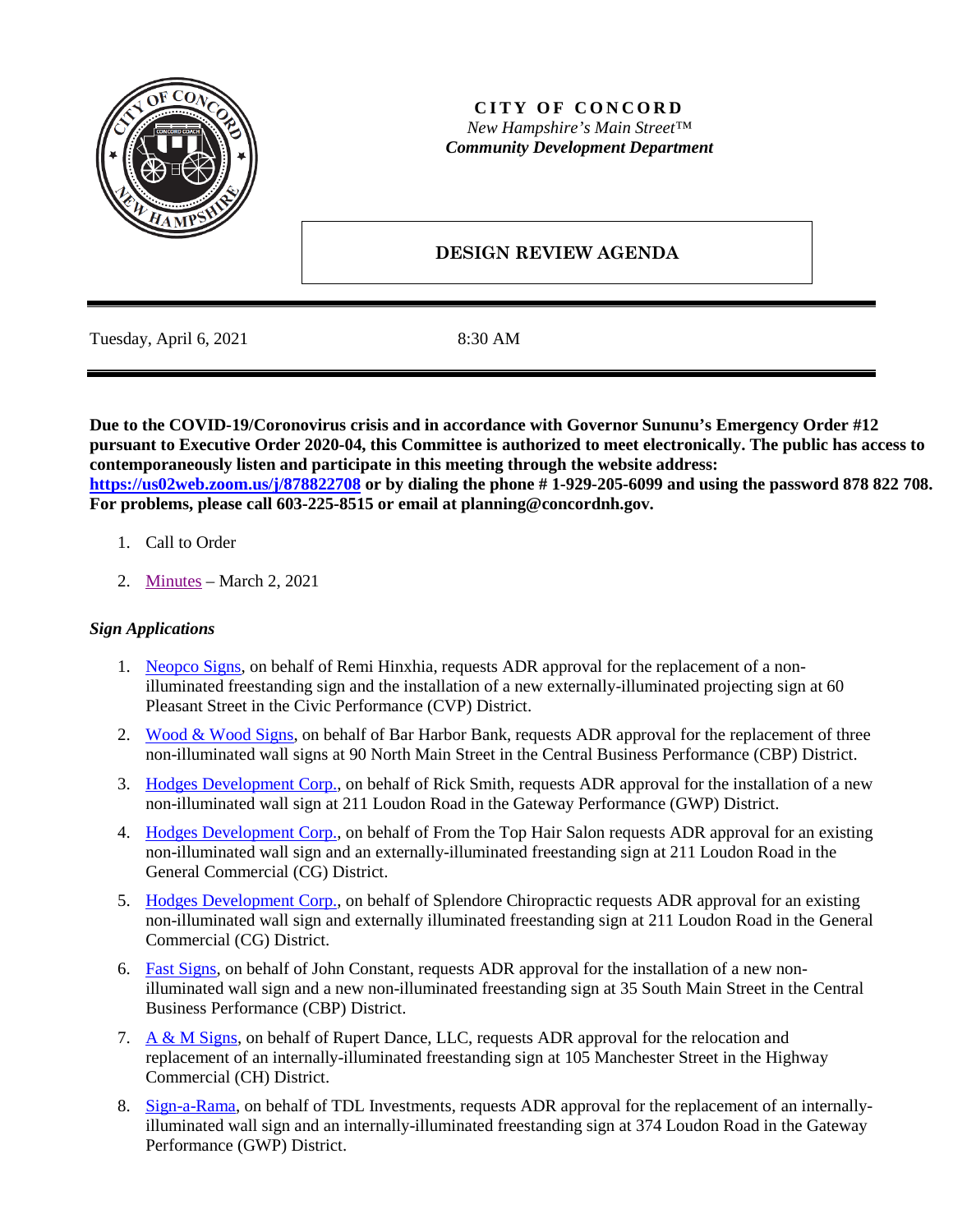# CITY OF CONCORD

*New Hampshire's Main Street™*

***Community Development Department***

## DESIGN REVIEW AGENDA

Tuesday, April 6, 2021 8:30 AM

**Due to the COVID-19/Coronovirus crisis and in accordance with Governor Sununu's Emergency Order #12 pursuant to Executive Order 2020-04, this Committee is authorized to meet electronically. The public has access to contemporaneously listen and participate in this meeting through the website address: https://us02web.zoom.us/j/878822708 or by dialing the phone # 1-929-205-6099 and using the password 878 822 708. For problems, please call 603-225-8515 or email at planning@concordnh.gov.**

1. Call to Order
2. Minutes – March 2, 2021

***Sign Applications***

1. Neopco Signs, on behalf of Remi Hinxhia, requests ADR approval for the replacement of a non-illuminated freestanding sign and the installation of a new externally-illuminated projecting sign at 60 Pleasant Street in the Civic Performance (CVP) District.
2. Wood & Wood Signs, on behalf of Bar Harbor Bank, requests ADR approval for the replacement of three non-illuminated wall signs at 90 North Main Street in the Central Business Performance (CBP) District.
3. Hodges Development Corp., on behalf of Rick Smith, requests ADR approval for the installation of a new non-illuminated wall sign at 211 Loudon Road in the Gateway Performance (GWP) District.
4. Hodges Development Corp., on behalf of From the Top Hair Salon requests ADR approval for an existing non-illuminated wall sign and an externally-illuminated freestanding sign at 211 Loudon Road in the General Commercial (CG) District.
5. Hodges Development Corp., on behalf of Splendore Chiropractic requests ADR approval for an existing non-illuminated wall sign and externally illuminated freestanding sign at 211 Loudon Road in the General Commercial (CG) District.
6. Fast Signs, on behalf of John Constant, requests ADR approval for the installation of a new non-illuminated wall sign and a new non-illuminated freestanding sign at 35 South Main Street in the Central Business Performance (CBP) District.
7. A & M Signs, on behalf of Rupert Dance, LLC, requests ADR approval for the relocation and replacement of an internally-illuminated freestanding sign at 105 Manchester Street in the Highway Commercial (CH) District.
8. Sign-a-Rama, on behalf of TDL Investments, requests ADR approval for the replacement of an internally-illuminated wall sign and an internally-illuminated freestanding sign at 374 Loudon Road in the Gateway Performance (GWP) District.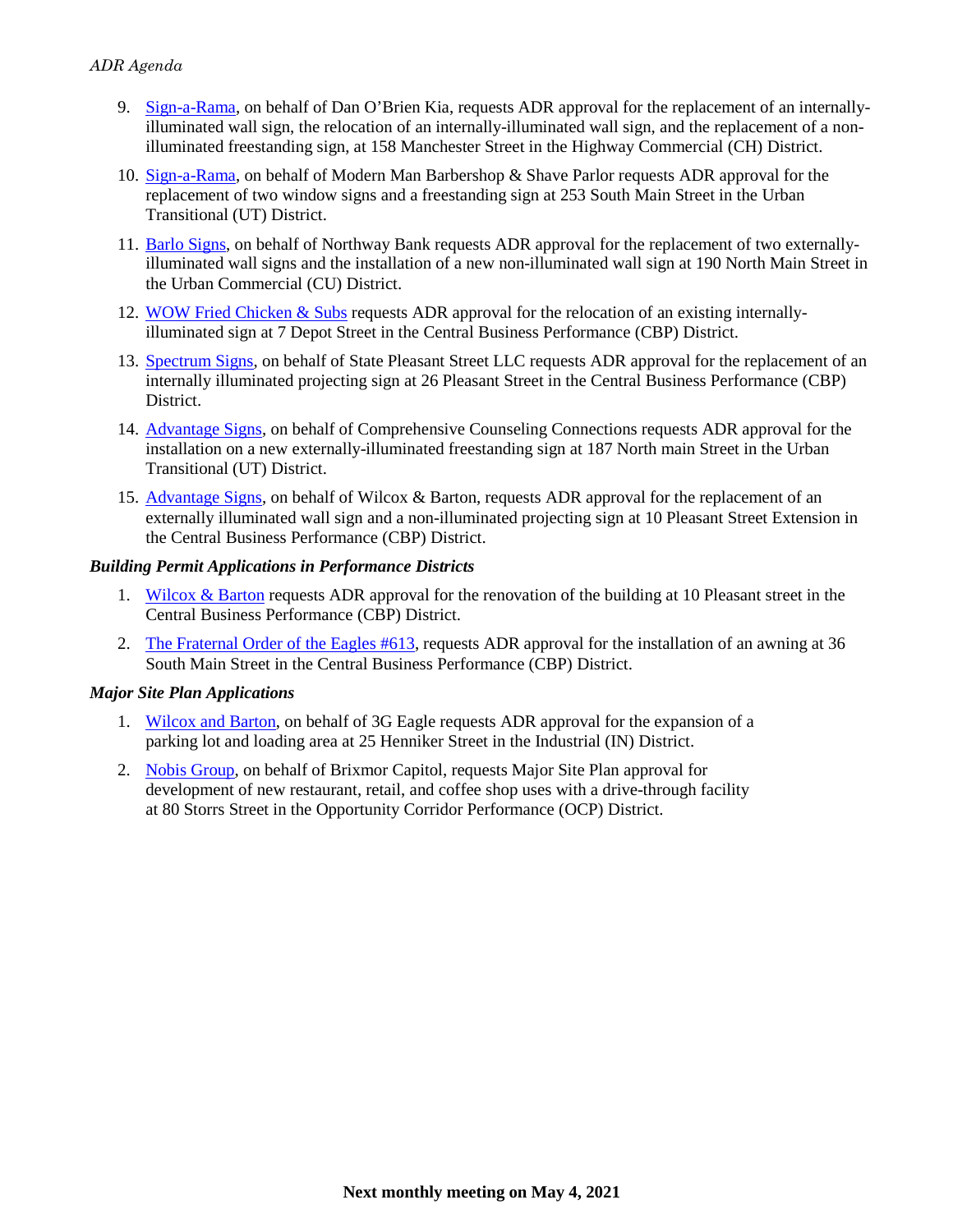9. Sign-a-Rama, on behalf of Dan O'Brien Kia, requests ADR approval for the replacement of an internally-illuminated wall sign, the relocation of an internally-illuminated wall sign, and the replacement of a non-illuminated freestanding sign, at 158 Manchester Street in the Highway Commercial (CH) District.
10. Sign-a-Rama, on behalf of Modern Man Barbershop & Shave Parlor requests ADR approval for the replacement of two window signs and a freestanding sign at 253 South Main Street in the Urban Transitional (UT) District.
11. Barlo Signs, on behalf of Northway Bank requests ADR approval for the replacement of two externally-illuminated wall signs and the installation of a new non-illuminated wall sign at 190 North Main Street in the Urban Commercial (CU) District.
12. WOW Fried Chicken & Subs requests ADR approval for the relocation of an existing internally-illuminated sign at 7 Depot Street in the Central Business Performance (CBP) District.
13. Spectrum Signs, on behalf of State Pleasant Street LLC requests ADR approval for the replacement of an internally illuminated projecting sign at 26 Pleasant Street in the Central Business Performance (CBP) District.
14. Advantage Signs, on behalf of Comprehensive Counseling Connections requests ADR approval for the installation on a new externally-illuminated freestanding sign at 187 North main Street in the Urban Transitional (UT) District.
15. Advantage Signs, on behalf of Wilcox & Barton, requests ADR approval for the replacement of an externally illuminated wall sign and a non-illuminated projecting sign at 10 Pleasant Street Extension in the Central Business Performance (CBP) District.

***Building Permit Applications in Performance Districts***

1. Wilcox & Barton requests ADR approval for the renovation of the building at 10 Pleasant street in the Central Business Performance (CBP) District.
2. The Fraternal Order of the Eagles #613, requests ADR approval for the installation of an awning at 36 South Main Street in the Central Business Performance (CBP) District.

***Major Site Plan Applications***

1. Wilcox and Barton, on behalf of 3G Eagle requests ADR approval for the expansion of a parking lot and loading area at 25 Henniker Street in the Industrial (IN) District.
2. Nobis Group, on behalf of Brixmor Capitol, requests Major Site Plan approval for development of new restaurant, retail, and coffee shop uses with a drive-through facility at 80 Storrs Street in the Opportunity Corridor Performance (OCP) District.

**Next monthly meeting on May 4, 2021**